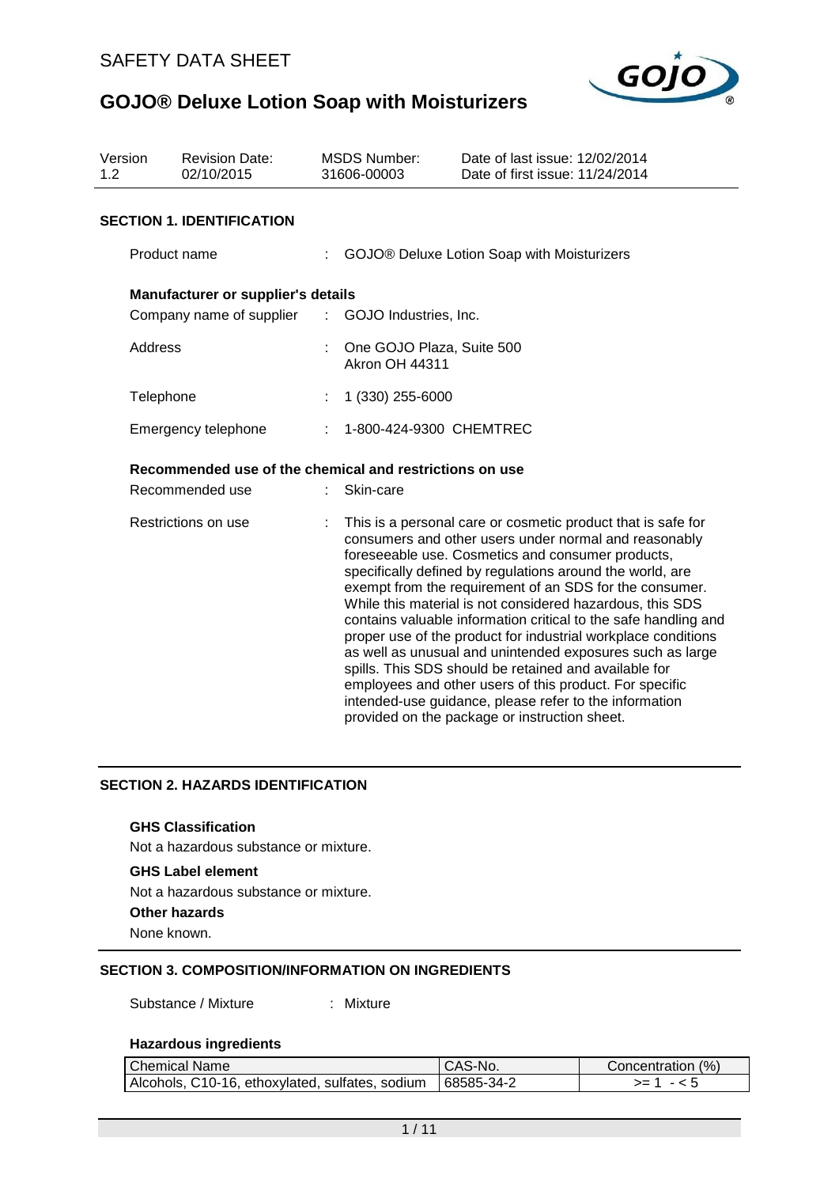SAFETY DATA SHEET

# GOJO® Deluxe Lotion Soap with Moisturizers

| Version | Revision Date: | MSDS Number: | Date of last issue: 12/02/2014 |
|---|---|---|---|
| 1.2 | 02/10/2015 | 31606-00003 | Date of first issue: 11/24/2014 |

## SECTION 1. IDENTIFICATION

Product name : GOJO® Deluxe Lotion Soap with Moisturizers

**Manufacturer or supplier's details**

Company name of supplier : GOJO Industries, Inc.

Address : One GOJO Plaza, Suite 500
Akron OH 44311

Telephone : 1 (330) 255-6000

Emergency telephone : 1-800-424-9300 CHEMTREC

**Recommended use of the chemical and restrictions on use**

Recommended use : Skin-care

Restrictions on use : This is a personal care or cosmetic product that is safe for consumers and other users under normal and reasonably foreseeable use. Cosmetics and consumer products, specifically defined by regulations around the world, are exempt from the requirement of an SDS for the consumer. While this material is not considered hazardous, this SDS contains valuable information critical to the safe handling and proper use of the product for industrial workplace conditions as well as unusual and unintended exposures such as large spills. This SDS should be retained and available for employees and other users of this product. For specific intended-use guidance, please refer to the information provided on the package or instruction sheet.

## SECTION 2. HAZARDS IDENTIFICATION

**GHS Classification**

Not a hazardous substance or mixture.

**GHS Label element**

Not a hazardous substance or mixture.

**Other hazards**

None known.

## SECTION 3. COMPOSITION/INFORMATION ON INGREDIENTS

Substance / Mixture : Mixture

**Hazardous ingredients**

| Chemical Name | CAS-No. | Concentration (%) |
|---|---|---|
| Alcohols, C10-16, ethoxylated, sulfates, sodium | 68585-34-2 | >= 1 - < 5 |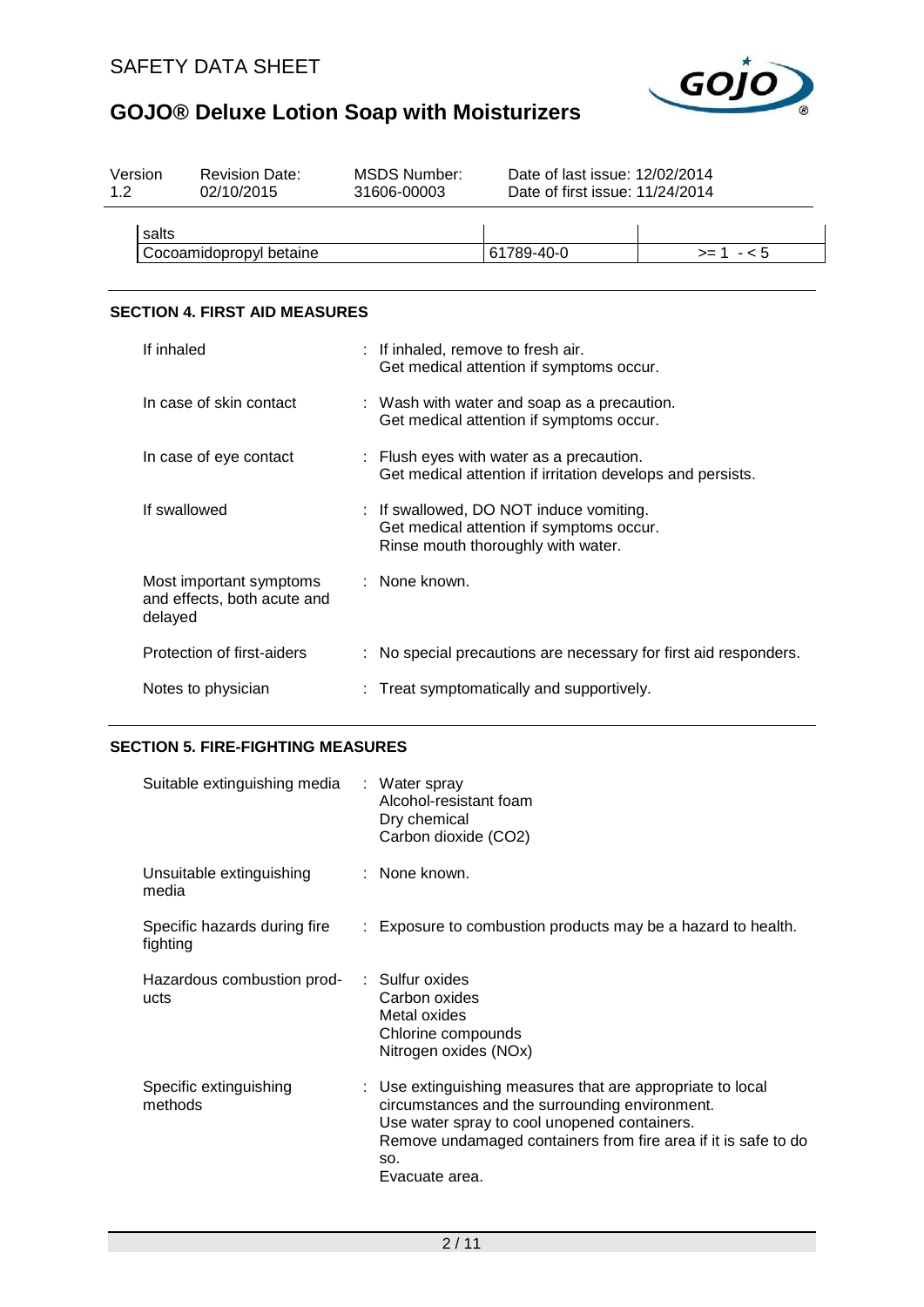| salts | | |
| --- | --- | --- |
| Cocoamidopropyl betaine | 61789-40-0 | >= 1 - < 5 |

## SECTION 4. FIRST AID MEASURES

| | |
| --- | --- |
| If inhaled | : If inhaled, remove to fresh air. Get medical attention if symptoms occur. |
| In case of skin contact | : Wash with water and soap as a precaution. Get medical attention if symptoms occur. |
| In case of eye contact | : Flush eyes with water as a precaution. Get medical attention if irritation develops and persists. |
| If swallowed | : If swallowed, DO NOT induce vomiting. Get medical attention if symptoms occur. Rinse mouth thoroughly with water. |
| Most important symptoms and effects, both acute and delayed | : None known. |
| Protection of first-aiders | : No special precautions are necessary for first aid responders. |
| Notes to physician | : Treat symptomatically and supportively. |

## SECTION 5. FIRE-FIGHTING MEASURES

| | |
| --- | --- |
| Suitable extinguishing media | : Water spray<br>Alcohol-resistant foam<br>Dry chemical<br>Carbon dioxide ($CO_2$) |
| Unsuitable extinguishing media | : None known. |
| Specific hazards during fire fighting | : Exposure to combustion products may be a hazard to health. |
| Hazardous combustion products | : Sulfur oxides<br>Carbon oxides<br>Metal oxides<br>Chlorine compounds<br>Nitrogen oxides (NOx) |
| Specific extinguishing methods | : Use extinguishing measures that are appropriate to local circumstances and the surrounding environment.<br>Use water spray to cool unopened containers.<br>Remove undamaged containers from fire area if it is safe to do so.<br>Evacuate area. |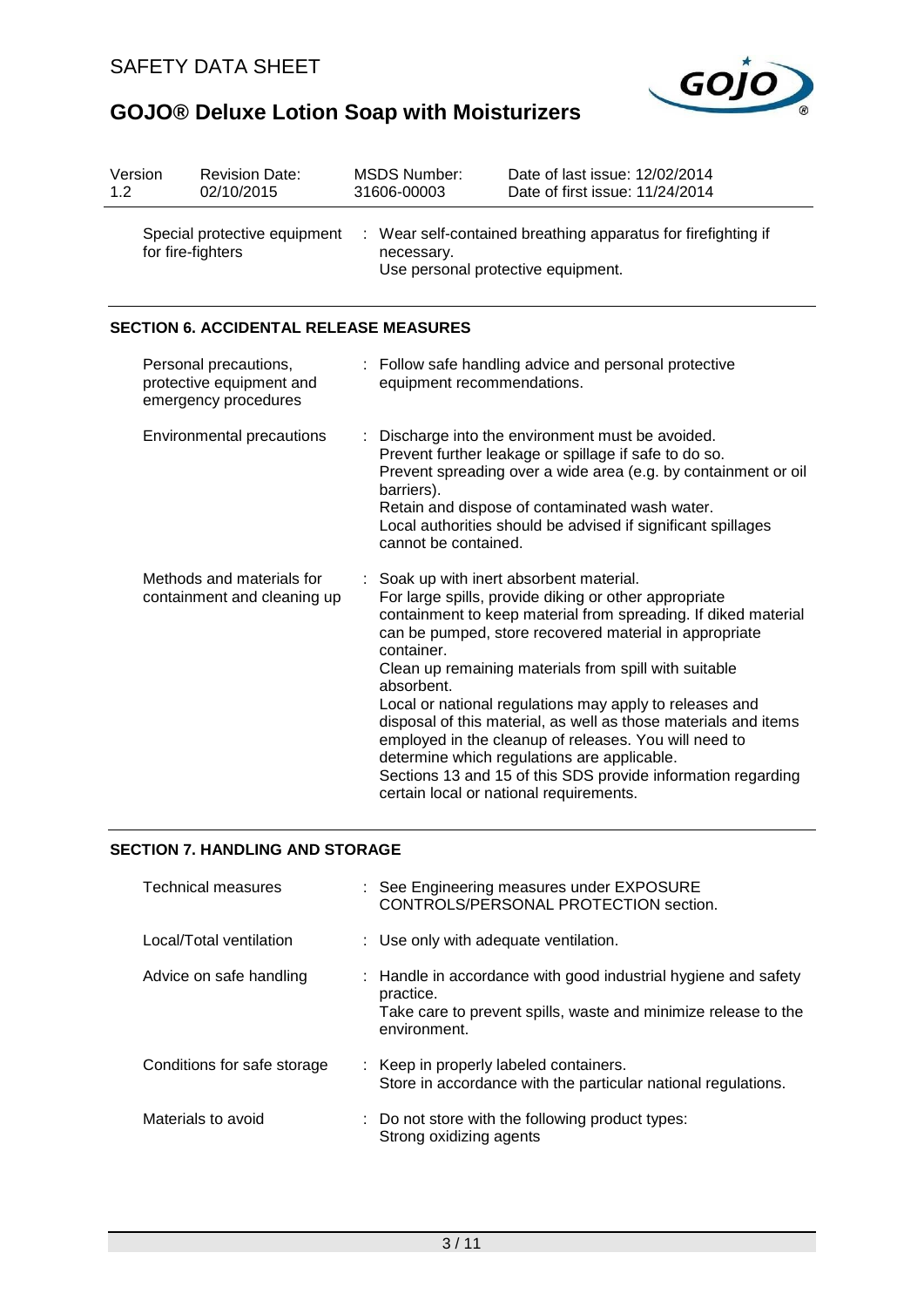| Version 1.2 | Revision Date: 02/10/2015 | MSDS Number: 31606-00003 | Date of last issue: 12/02/2014 Date of first issue: 11/24/2014 |
|---|---|---|---|

| | |
|---|---|
| Special protective equipment for fire-fighters | : Wear self-contained breathing apparatus for firefighting if necessary. Use personal protective equipment. |

## SECTION 6. ACCIDENTAL RELEASE MEASURES

| | |
|---|---|
| Personal precautions, protective equipment and emergency procedures | : Follow safe handling advice and personal protective equipment recommendations. |
| Environmental precautions | : Discharge into the environment must be avoided. Prevent further leakage or spillage if safe to do so. Prevent spreading over a wide area (e.g. by containment or oil barriers). Retain and dispose of contaminated wash water. Local authorities should be advised if significant spillages cannot be contained. |
| Methods and materials for containment and cleaning up | : Soak up with inert absorbent material. For large spills, provide diking or other appropriate containment to keep material from spreading. If diked material can be pumped, store recovered material in appropriate container. Clean up remaining materials from spill with suitable absorbent. Local or national regulations may apply to releases and disposal of this material, as well as those materials and items employed in the cleanup of releases. You will need to determine which regulations are applicable. Sections 13 and 15 of this SDS provide information regarding certain local or national requirements. |

## SECTION 7. HANDLING AND STORAGE

| | |
|---|---|
| Technical measures | : See Engineering measures under EXPOSURE CONTROLS/PERSONAL PROTECTION section. |
| Local/Total ventilation | : Use only with adequate ventilation. |
| Advice on safe handling | : Handle in accordance with good industrial hygiene and safety practice. Take care to prevent spills, waste and minimize release to the environment. |
| Conditions for safe storage | : Keep in properly labeled containers. Store in accordance with the particular national regulations. |
| Materials to avoid | : Do not store with the following product types: Strong oxidizing agents |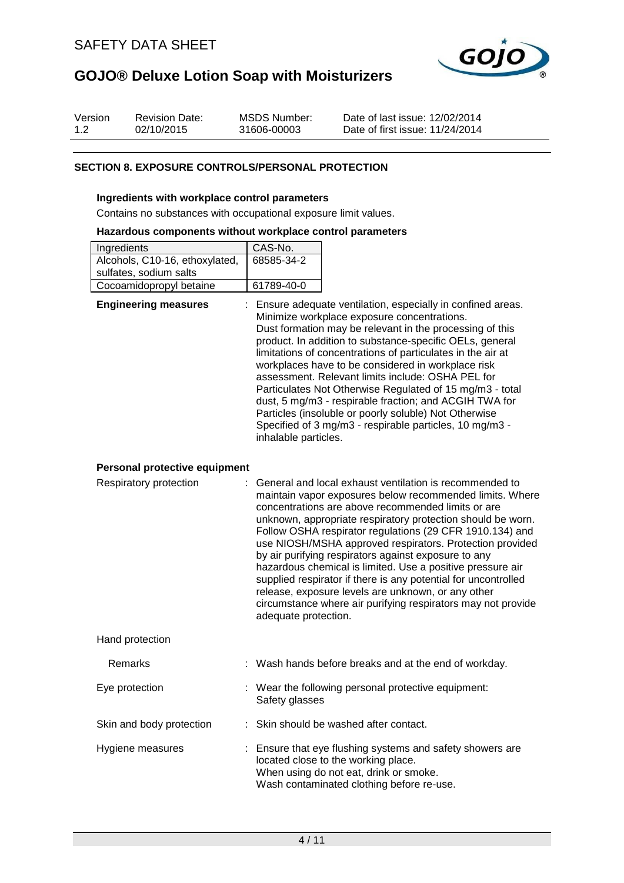## SECTION 8. EXPOSURE CONTROLS/PERSONAL PROTECTION

### Ingredients with workplace control parameters

Contains no substances with occupational exposure limit values.

### Hazardous components without workplace control parameters

| Ingredients | CAS-No. |
|---|---|
| Alcohols, C10-16, ethoxylated, sulfates, sodium salts | 68585-34-2 |
| Cocoamidopropyl betaine | 61789-40-0 |

**Engineering measures** : Ensure adequate ventilation, especially in confined areas. Minimize workplace exposure concentrations. Dust formation may be relevant in the processing of this product. In addition to substance-specific OELs, general limitations of concentrations of particulates in the air at workplaces have to be considered in workplace risk assessment. Relevant limits include: OSHA PEL for Particulates Not Otherwise Regulated of 15 mg/m3 - total dust, 5 mg/m3 - respirable fraction; and ACGIH TWA for Particles (insoluble or poorly soluble) Not Otherwise Specified of 3 mg/m3 - respirable particles, 10 mg/m3 - inhalable particles.

### Personal protective equipment

Respiratory protection : General and local exhaust ventilation is recommended to maintain vapor exposures below recommended limits. Where concentrations are above recommended limits or are unknown, appropriate respiratory protection should be worn. Follow OSHA respirator regulations (29 CFR 1910.134) and use NIOSH/MSHA approved respirators. Protection provided by air purifying respirators against exposure to any hazardous chemical is limited. Use a positive pressure air supplied respirator if there is any potential for uncontrolled release, exposure levels are unknown, or any other circumstance where air purifying respirators may not provide adequate protection.

Hand protection

Remarks : Wash hands before breaks and at the end of workday.

Eye protection : Wear the following personal protective equipment: Safety glasses

Skin and body protection : Skin should be washed after contact.

Hygiene measures : Ensure that eye flushing systems and safety showers are located close to the working place. When using do not eat, drink or smoke. Wash contaminated clothing before re-use.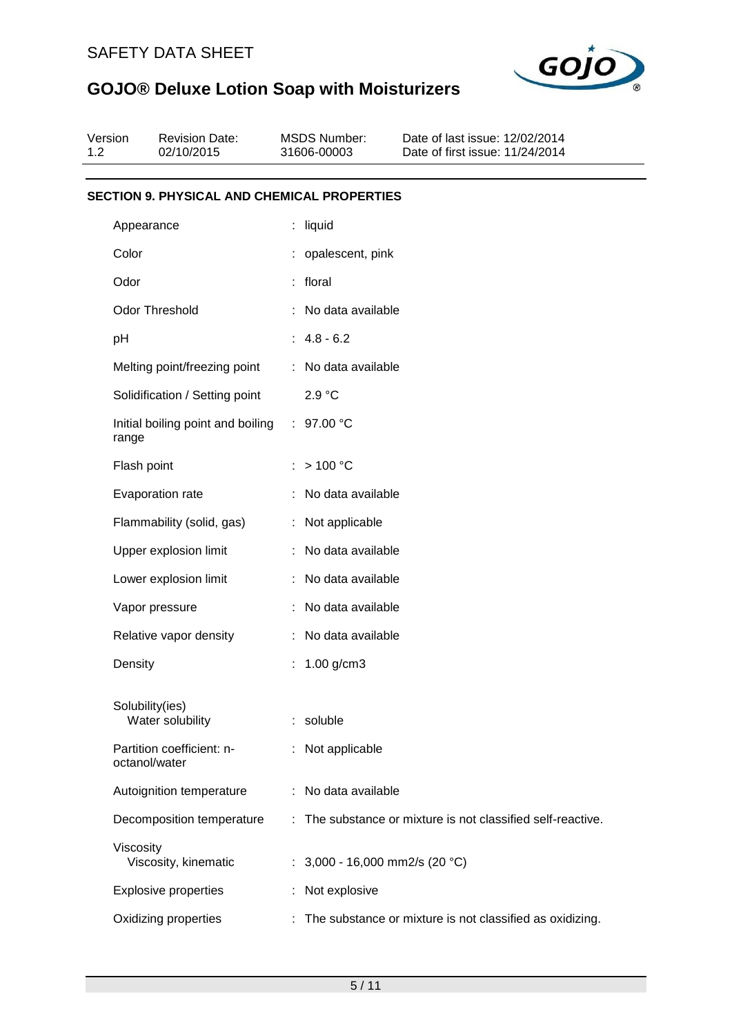## SECTION 9. PHYSICAL AND CHEMICAL PROPERTIES

| Property | Value |
|---|---|
| Appearance | liquid |
| Color | opalescent, pink |
| Odor | floral |
| Odor Threshold | No data available |
| pH | 4.8 - 6.2 |
| Melting point/freezing point | No data available |
| Solidification / Setting point | 2.9 °C |
| Initial boiling point and boiling range | 97.00 °C |
| Flash point | > 100 °C |
| Evaporation rate | No data available |
| Flammability (solid, gas) | Not applicable |
| Upper explosion limit | No data available |
| Lower explosion limit | No data available |
| Vapor pressure | No data available |
| Relative vapor density | No data available |
| Density | 1.00 g/cm3 |
| Solubility(ies) | |
| Water solubility | soluble |
| Partition coefficient: n-octanol/water | Not applicable |
| Autoignition temperature | No data available |
| Decomposition temperature | The substance or mixture is not classified self-reactive. |
| Viscosity | |
| Viscosity, kinematic | 3,000 - 16,000 mm2/s (20 °C) |
| Explosive properties | Not explosive |
| Oxidizing properties | The substance or mixture is not classified as oxidizing. |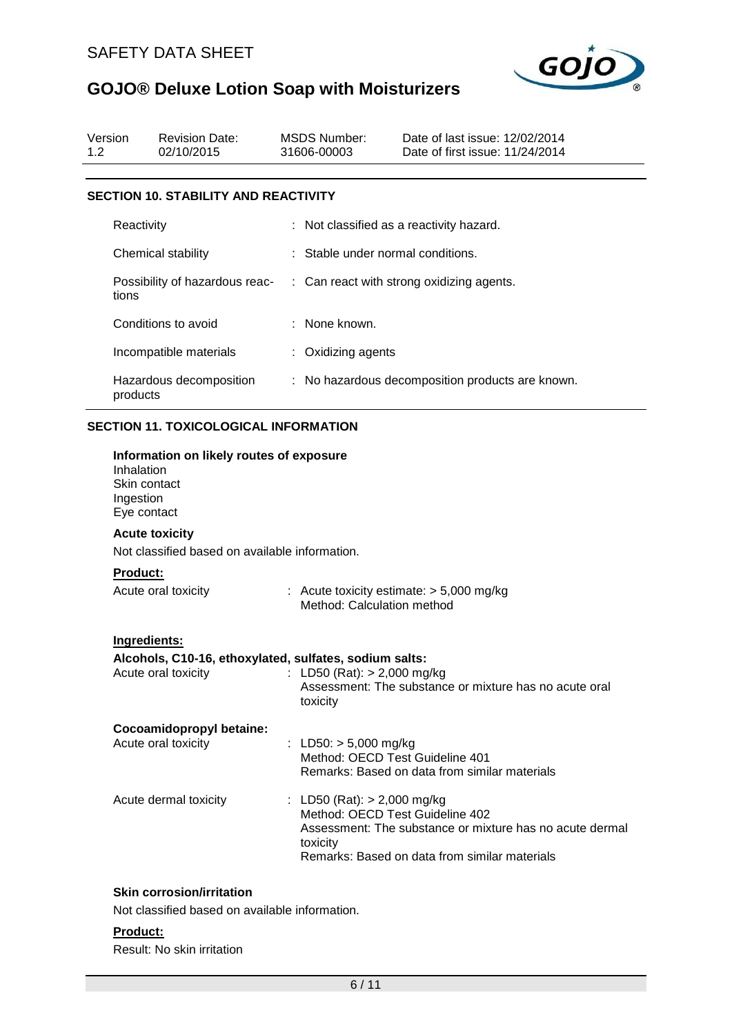## SECTION 10. STABILITY AND REACTIVITY

| | |
|---|---|
| Reactivity | : Not classified as a reactivity hazard. |
| Chemical stability | : Stable under normal conditions. |
| Possibility of hazardous reactions | : Can react with strong oxidizing agents. |
| Conditions to avoid | : None known. |
| Incompatible materials | : Oxidizing agents |
| Hazardous decomposition products | : No hazardous decomposition products are known. |

## SECTION 11. TOXICOLOGICAL INFORMATION

**Information on likely routes of exposure**
Inhalation
Skin contact
Ingestion
Eye contact

**Acute toxicity**

Not classified based on available information.

**Product:**

| | |
|---|---|
| Acute oral toxicity | : Acute toxicity estimate: > 5,000 mg/kg<br>Method: Calculation method |

**Ingredients:**

**Alcohols, C10-16, ethoxylated, sulfates, sodium salts:**

| | |
|---|---|
| Acute oral toxicity | : LD50 (Rat): > 2,000 mg/kg<br>Assessment: The substance or mixture has no acute oral toxicity |

**Cocoamidopropyl betaine:**

| | |
|---|---|
| Acute oral toxicity | : LD50: > 5,000 mg/kg<br>Method: OECD Test Guideline 401<br>Remarks: Based on data from similar materials |
| Acute dermal toxicity | : LD50 (Rat): > 2,000 mg/kg<br>Method: OECD Test Guideline 402<br>Assessment: The substance or mixture has no acute dermal toxicity<br>Remarks: Based on data from similar materials |

**Skin corrosion/irritation**

Not classified based on available information.

**Product:**

Result: No skin irritation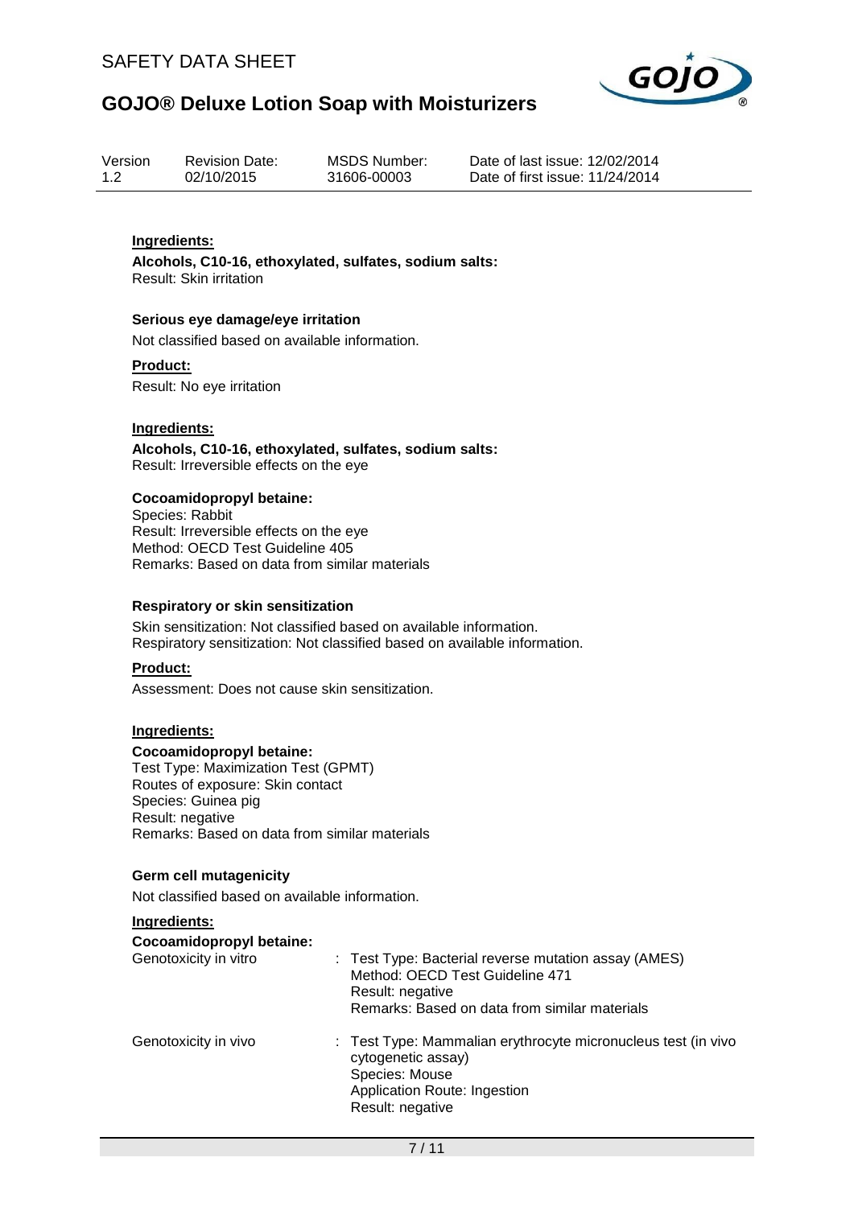**Ingredients:**

**Alcohols, C10-16, ethoxylated, sulfates, sodium salts:**
Result: Skin irritation

### Serious eye damage/eye irritation

Not classified based on available information.

**Product:**

Result: No eye irritation

**Ingredients:**

**Alcohols, C10-16, ethoxylated, sulfates, sodium salts:**
Result: Irreversible effects on the eye

**Cocoamidopropyl betaine:**
Species: Rabbit
Result: Irreversible effects on the eye
Method: OECD Test Guideline 405
Remarks: Based on data from similar materials

### Respiratory or skin sensitization

Skin sensitization: Not classified based on available information.
Respiratory sensitization: Not classified based on available information.

**Product:**

Assessment: Does not cause skin sensitization.

**Ingredients:**

**Cocoamidopropyl betaine:**
Test Type: Maximization Test (GPMT)
Routes of exposure: Skin contact
Species: Guinea pig
Result: negative
Remarks: Based on data from similar materials

### Germ cell mutagenicity

Not classified based on available information.

**Ingredients:**

**Cocoamidopropyl betaine:**

| | |
|---|---|
| Genotoxicity in vitro | : Test Type: Bacterial reverse mutation assay (AMES)<br>Method: OECD Test Guideline 471<br>Result: negative<br>Remarks: Based on data from similar materials |
| Genotoxicity in vivo | : Test Type: Mammalian erythrocyte micronucleus test (in vivo cytogenetic assay)<br>Species: Mouse<br>Application Route: Ingestion<br>Result: negative |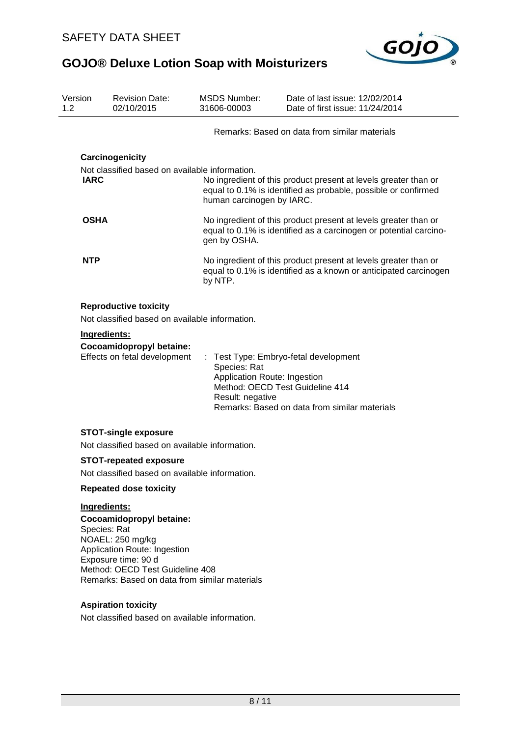Remarks: Based on data from similar materials

### Carcinogenicity

Not classified based on available information.

| | |
|---|---|
| **IARC** | No ingredient of this product present at levels greater than or equal to 0.1% is identified as probable, possible or confirmed human carcinogen by IARC. |
| **OSHA** | No ingredient of this product present at levels greater than or equal to 0.1% is identified as a carcinogen or potential carcinogen by OSHA. |
| **NTP** | No ingredient of this product present at levels greater than or equal to 0.1% is identified as a known or anticipated carcinogen by NTP. |

### Reproductive toxicity

Not classified based on available information.

**Ingredients:**

**Cocoamidopropyl betaine:**

Effects on fetal development : Test Type: Embryo-fetal development
Species: Rat
Application Route: Ingestion
Method: OECD Test Guideline 414
Result: negative
Remarks: Based on data from similar materials

### STOT-single exposure

Not classified based on available information.

### STOT-repeated exposure

Not classified based on available information.

### Repeated dose toxicity

**Ingredients:**

**Cocoamidopropyl betaine:**
Species: Rat
NOAEL: 250 mg/kg
Application Route: Ingestion
Exposure time: 90 d
Method: OECD Test Guideline 408
Remarks: Based on data from similar materials

### Aspiration toxicity

Not classified based on available information.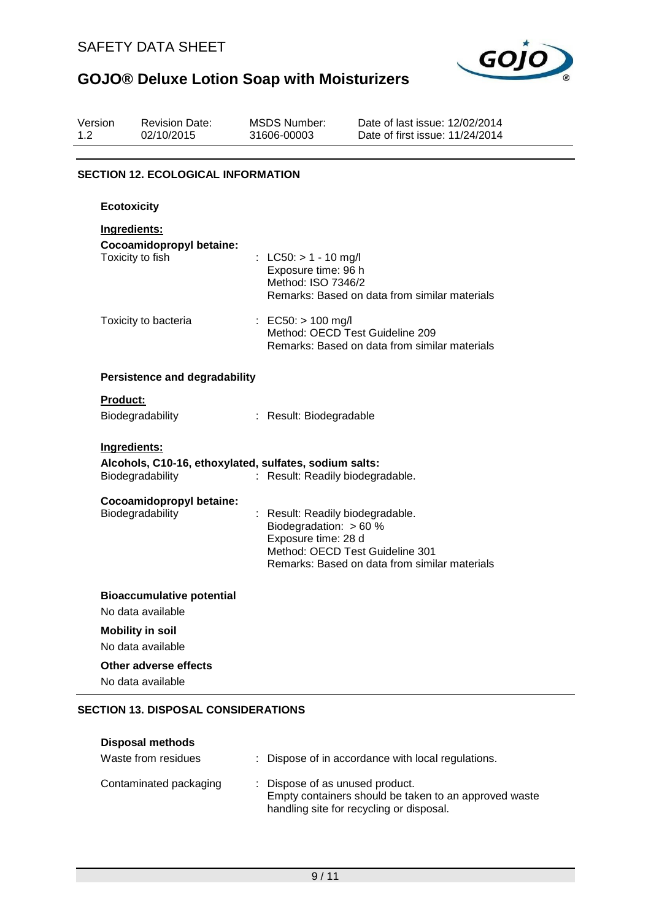## SECTION 12. ECOLOGICAL INFORMATION

### Ecotoxicity

**Ingredients:**

**Cocoamidopropyl betaine:**

| | |
|---|---|
| Toxicity to fish | : LC50: > 1 - 10 mg/l<br>Exposure time: 96 h<br>Method: ISO 7346/2<br>Remarks: Based on data from similar materials |
| Toxicity to bacteria | : EC50: > 100 mg/l<br>Method: OECD Test Guideline 209<br>Remarks: Based on data from similar materials |

### Persistence and degradability

**Product:**

| | |
|---|---|
| Biodegradability | : Result: Biodegradable |

**Ingredients:**

**Alcohols, C10-16, ethoxylated, sulfates, sodium salts:**

| | |
|---|---|
| Biodegradability | : Result: Readily biodegradable. |

**Cocoamidopropyl betaine:**

| | |
|---|---|
| Biodegradability | : Result: Readily biodegradable.<br>Biodegradation: > 60 %<br>Exposure time: 28 d<br>Method: OECD Test Guideline 301<br>Remarks: Based on data from similar materials |

### Bioaccumulative potential

No data available

### Mobility in soil

No data available

### Other adverse effects

No data available

## SECTION 13. DISPOSAL CONSIDERATIONS

### Disposal methods

| | |
|---|---|
| Waste from residues | : Dispose of in accordance with local regulations. |
| Contaminated packaging | : Dispose of as unused product.<br>Empty containers should be taken to an approved waste handling site for recycling or disposal. |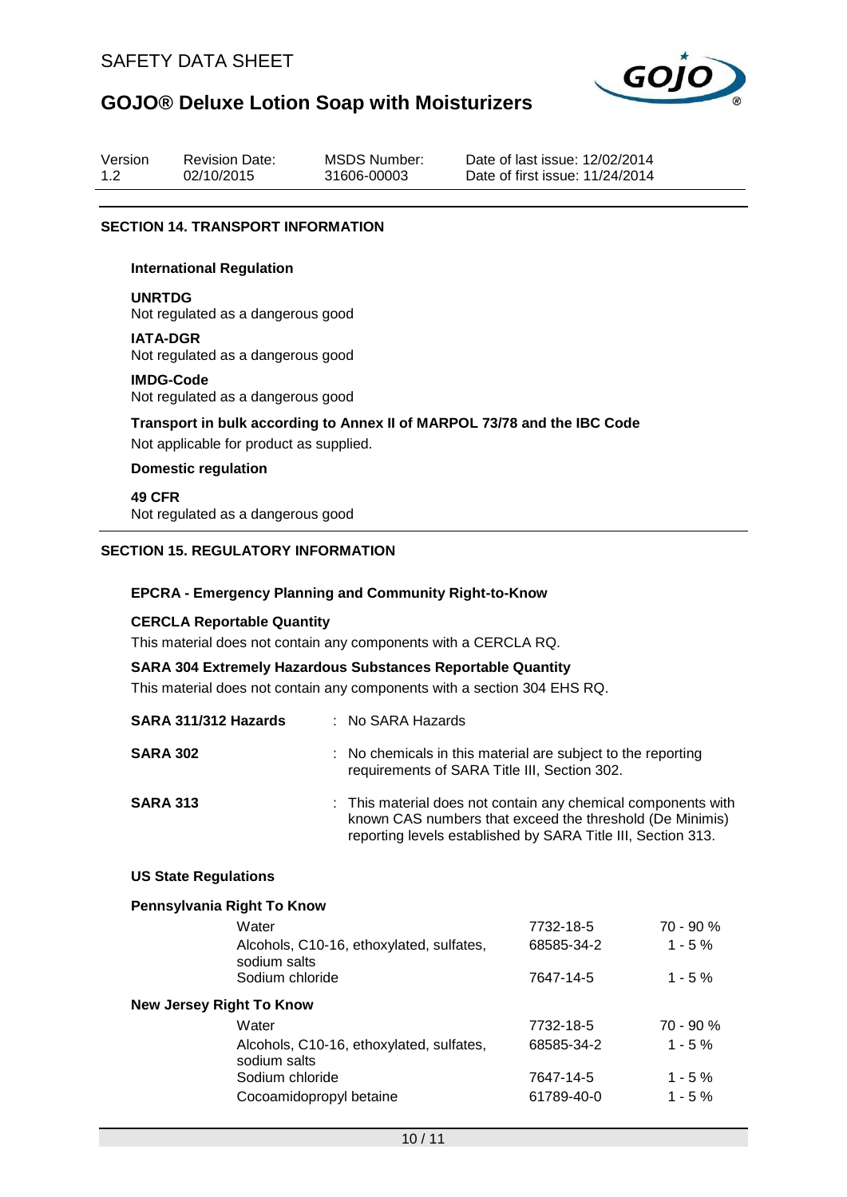## SECTION 14. TRANSPORT INFORMATION

### International Regulation

**UNRTDG**
Not regulated as a dangerous good

**IATA-DGR**
Not regulated as a dangerous good

**IMDG-Code**
Not regulated as a dangerous good

**Transport in bulk according to Annex II of MARPOL 73/78 and the IBC Code**
Not applicable for product as supplied.

### Domestic regulation

**49 CFR**
Not regulated as a dangerous good

## SECTION 15. REGULATORY INFORMATION

### EPCRA - Emergency Planning and Community Right-to-Know

**CERCLA Reportable Quantity**
This material does not contain any components with a CERCLA RQ.

**SARA 304 Extremely Hazardous Substances Reportable Quantity**
This material does not contain any components with a section 304 EHS RQ.

**SARA 311/312 Hazards** : No SARA Hazards

**SARA 302** : No chemicals in this material are subject to the reporting requirements of SARA Title III, Section 302.

**SARA 313** : This material does not contain any chemical components with known CAS numbers that exceed the threshold (De Minimis) reporting levels established by SARA Title III, Section 313.

### US State Regulations

**Pennsylvania Right To Know**

| Component | CAS | Concentration |
|---|---|---|
| Water | 7732-18-5 | 70 - 90 % |
| Alcohols, C10-16, ethoxylated, sulfates, sodium salts | 68585-34-2 | 1 - 5 % |
| Sodium chloride | 7647-14-5 | 1 - 5 % |

**New Jersey Right To Know**

| Component | CAS | Concentration |
|---|---|---|
| Water | 7732-18-5 | 70 - 90 % |
| Alcohols, C10-16, ethoxylated, sulfates, sodium salts | 68585-34-2 | 1 - 5 % |
| Sodium chloride | 7647-14-5 | 1 - 5 % |
| Cocoamidopropyl betaine | 61789-40-0 | 1 - 5 % |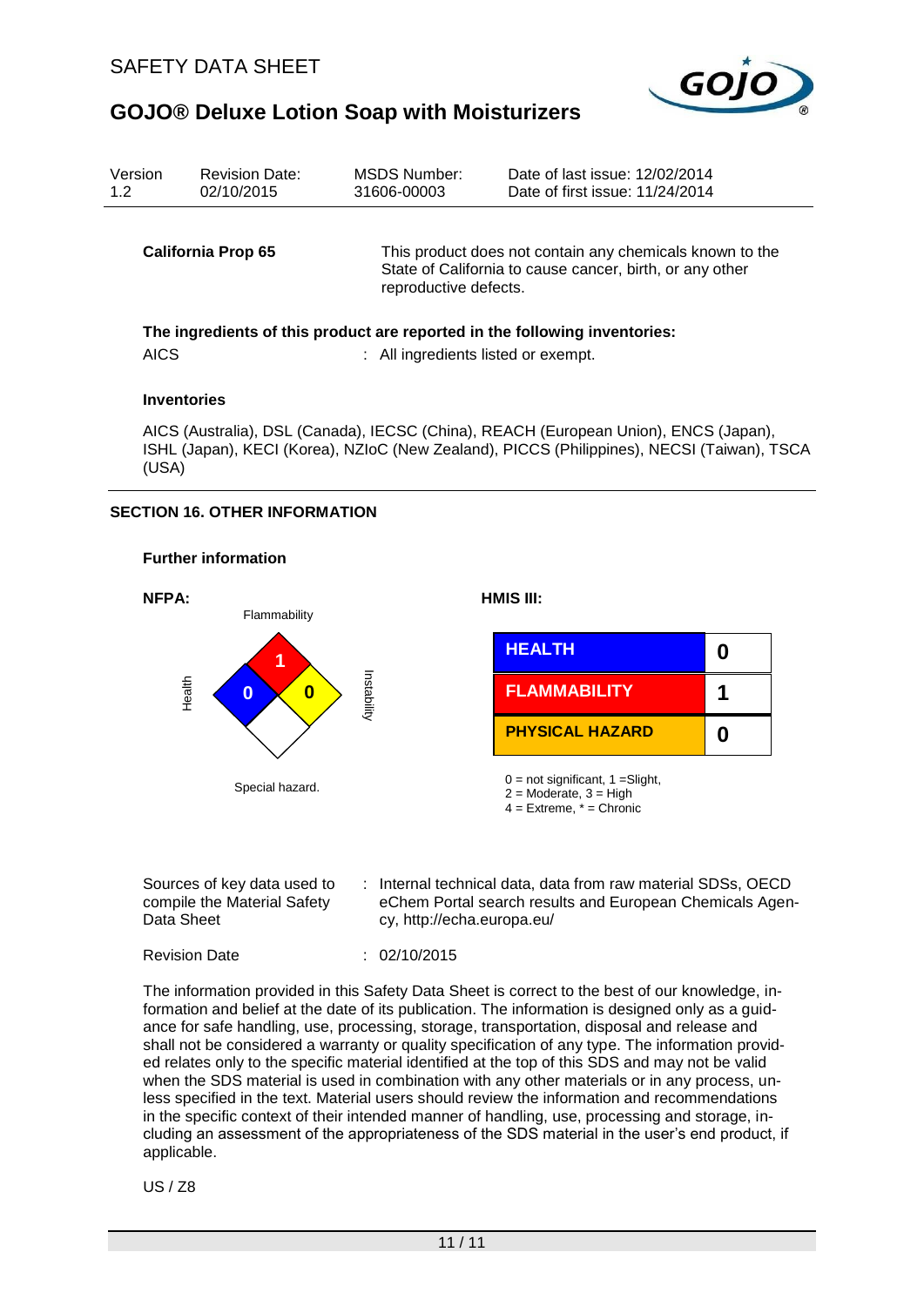| Version | Revision Date: | MSDS Number: | Date of last issue: 12/02/2014 |
|---|---|---|---|
| 1.2 | 02/10/2015 | 31606-00003 | Date of first issue: 11/24/2014 |

**California Prop 65** This product does not contain any chemicals known to the State of California to cause cancer, birth, or any other reproductive defects.

**The ingredients of this product are reported in the following inventories:**

AICS : All ingredients listed or exempt.

**Inventories**

AICS (Australia), DSL (Canada), IECSC (China), REACH (European Union), ENCS (Japan), ISHL (Japan), KECI (Korea), NZIoC (New Zealand), PICCS (Philippines), NECSI (Taiwan), TSCA (USA)

## SECTION 16. OTHER INFORMATION

**Further information**

**NFPA:**

Flammability
1
Health
0
Instability
0
Special hazard.

**HMIS III:**

| | |
|---|---|
| HEALTH | 0 |
| FLAMMABILITY | 1 |
| PHYSICAL HAZARD | 0 |

0 = not significant, 1 =Slight,
2 = Moderate, 3 = High
4 = Extreme, * = Chronic

Sources of key data used to compile the Material Safety Data Sheet : Internal technical data, data from raw material SDSs, OECD eChem Portal search results and European Chemicals Agency, http://echa.europa.eu/

Revision Date : 02/10/2015

The information provided in this Safety Data Sheet is correct to the best of our knowledge, information and belief at the date of its publication. The information is designed only as a guidance for safe handling, use, processing, storage, transportation, disposal and release and shall not be considered a warranty or quality specification of any type. The information provided relates only to the specific material identified at the top of this SDS and may not be valid when the SDS material is used in combination with any other materials or in any process, unless specified in the text. Material users should review the information and recommendations in the specific context of their intended manner of handling, use, processing and storage, including an assessment of the appropriateness of the SDS material in the user's end product, if applicable.

US / Z8